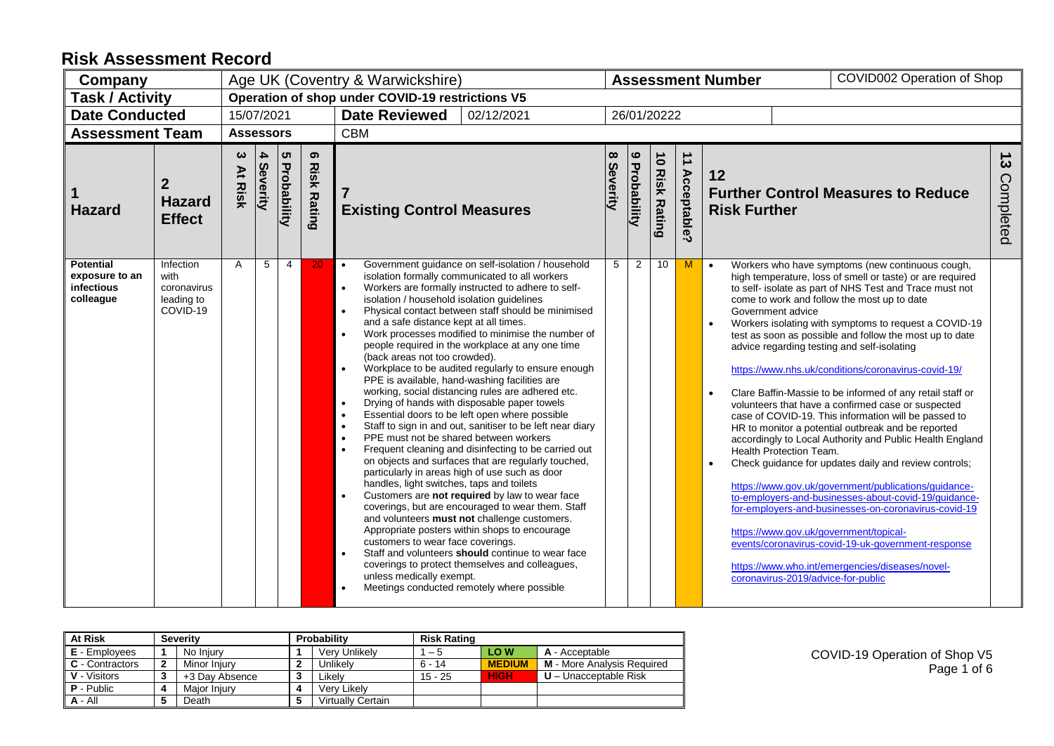# Risk Assessment Record

| Company | Age UK (Coventry & Warwickshire) | Assessment Number | COVID002 Operation of Shop |
|---|---|---|---|
| Task / Activity | Operation of shop under COVID-19 restrictions V5 | | |
| Date Conducted | 15/07/2021 | Date Reviewed | 02/12/2021 | 
| | | | 26/01/20222 |
| Assessment Team | Assessors | CBM | |

| 1 Hazard | 2 Hazard Effect | 3 At Risk | 4 Severity | 5 Probability | 6 Risk Rating | 7 Existing Control Measures | 8 Severity | 9 Probability | 10 Risk Rating | 11 Acceptable? | 12 Further Control Measures to Reduce Risk Further | 13 Completed |
|---|---|---|---|---|---|---|---|---|---|---|---|---|
| **Potential exposure to an infectious colleague** | Infection with coronavirus leading to COVID-19 | A | 5 | 4 | 20 | • Government guidance on self-isolation / household isolation formally communicated to all workers<br>• Workers are formally instructed to adhere to self-isolation / household isolation guidelines<br>• Physical contact between staff should be minimised and a safe distance kept at all times.<br>• Work processes modified to minimise the number of people required in the workplace at any one time (back areas not too crowded).<br>• Workplace to be audited regularly to ensure enough PPE is available, hand-washing facilities are working, social distancing rules are adhered etc.<br>• Drying of hands with disposable paper towels<br>• Essential doors to be left open where possible<br>• Staff to sign in and out, sanitiser to be left near diary<br>• PPE must not be shared between workers<br>• Frequent cleaning and disinfecting to be carried out on objects and surfaces that are regularly touched, particularly in areas high of use such as door handles, light switches, taps and toilets<br>• Customers are **not required** by law to wear face coverings, but are encouraged to wear them. Staff and volunteers **must not** challenge customers. Appropriate posters within shops to encourage customers to wear face coverings.<br>• Staff and volunteers **should** continue to wear face coverings to protect themselves and colleagues, unless medically exempt.<br>• Meetings conducted remotely where possible | 5 | 2 | 10 | M | • Workers who have symptoms (new continuous cough, high temperature, loss of smell or taste) or are required to self- isolate as part of NHS Test and Trace must not come to work and follow the most up to date Government advice<br>• Workers isolating with symptoms to request a COVID-19 test as soon as possible and follow the most up to date advice regarding testing and self-isolating<br><br>https://www.nhs.uk/conditions/coronavirus-covid-19/<br><br>• Clare Baffin-Massie to be informed of any retail staff or volunteers that have a confirmed case or suspected case of COVID-19. This information will be passed to HR to monitor a potential outbreak and be reported accordingly to Local Authority and Public Health England Health Protection Team.<br>• Check guidance for updates daily and review controls;<br><br>https://www.gov.uk/government/publications/guidance-to-employers-and-businesses-about-covid-19/guidance-for-employers-and-businesses-on-coronavirus-covid-19<br><br>https://www.gov.uk/government/topical-events/coronavirus-covid-19-uk-government-response<br><br>https://www.who.int/emergencies/diseases/novel-coronavirus-2019/advice-for-public | |

| At Risk | Severity | | Probability | | Risk Rating | | |
|---|---|---|---|---|---|---|---|
| E - Employees | 1 | No Injury | 1 | Very Unlikely | 1 – 5 | LOW | A - Acceptable |
| C - Contractors | 2 | Minor Injury | 2 | Unlikely | 6 - 14 | MEDIUM | M - More Analysis Required |
| V - Visitors | 3 | +3 Day Absence | 3 | Likely | 15 - 25 | HIGH | U – Unacceptable Risk |
| P - Public | 4 | Major Injury | 4 | Very Likely | | | |
| A - All | 5 | Death | 5 | Virtually Certain | | | |

COVID-19 Operation of Shop V5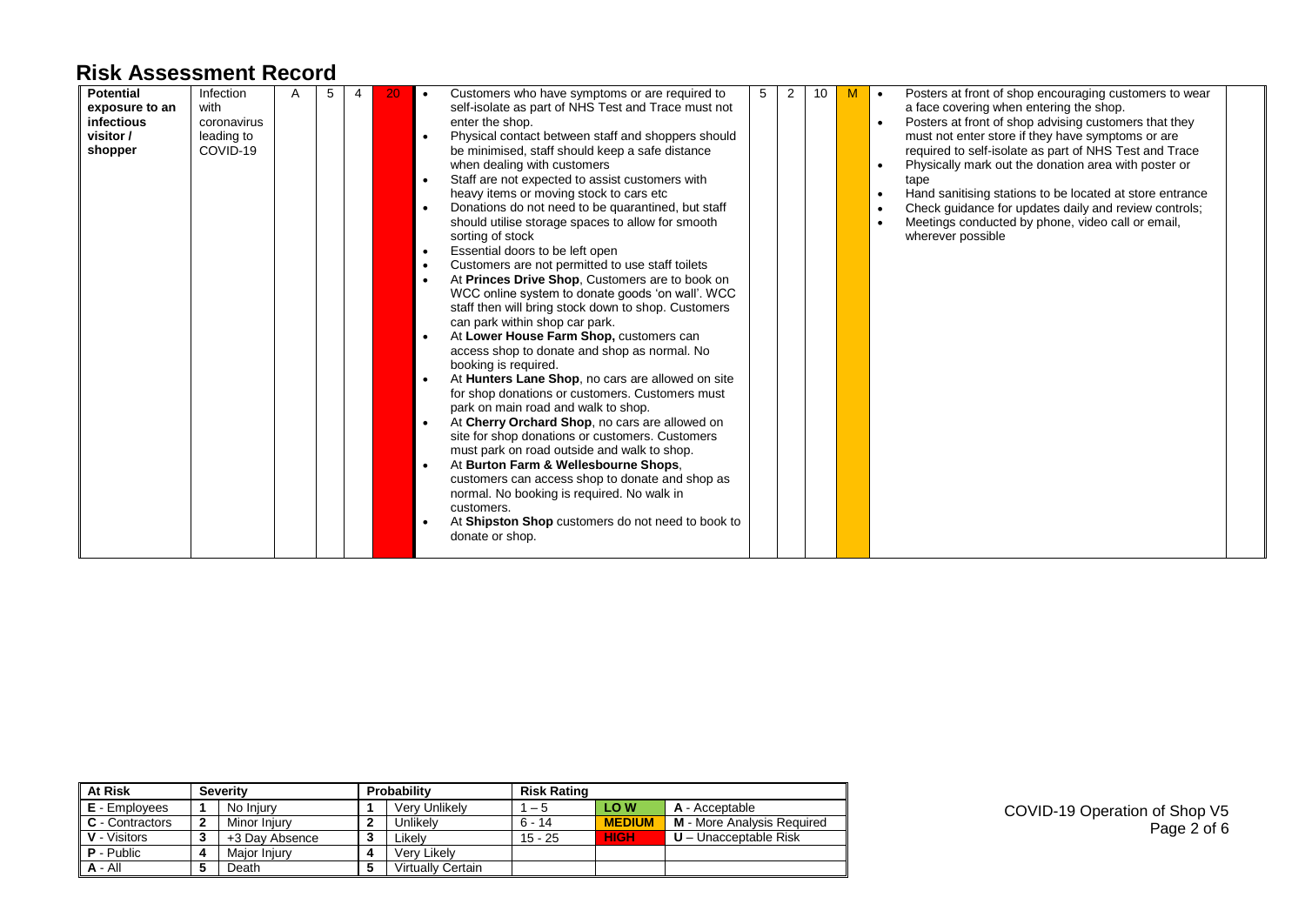# Risk Assessment Record

| | | | | | | | | | | | | |
|---|---|---|---|---|---|---|---|---|---|---|---|---|
| **Potential exposure to an infectious visitor / shopper** | Infection with coronavirus leading to COVID-19 | A | 5 | 4 | 20 | • Customers who have symptoms or are required to self-isolate as part of NHS Test and Trace must not enter the shop.<br>• Physical contact between staff and shoppers should be minimised, staff should keep a safe distance when dealing with customers<br>• Staff are not expected to assist customers with heavy items or moving stock to cars etc<br>• Donations do not need to be quarantined, but staff should utilise storage spaces to allow for smooth sorting of stock<br>• Essential doors to be left open<br>• Customers are not permitted to use staff toilets<br>• At **Princes Drive Shop**, Customers are to book on WCC online system to donate goods 'on wall'. WCC staff then will bring stock down to shop. Customers can park within shop car park.<br>• At **Lower House Farm Shop,** customers can access shop to donate and shop as normal. No booking is required.<br>• At **Hunters Lane Shop**, no cars are allowed on site for shop donations or customers. Customers must park on main road and walk to shop.<br>• At **Cherry Orchard Shop**, no cars are allowed on site for shop donations or customers. Customers must park on road outside and walk to shop.<br>• At **Burton Farm & Wellesbourne Shops**, customers can access shop to donate and shop as normal. No booking is required. No walk in customers.<br>• At **Shipston Shop** customers do not need to book to donate or shop. | 5 | 2 | 10 | M | • Posters at front of shop encouraging customers to wear a face covering when entering the shop.<br>• Posters at front of shop advising customers that they must not enter store if they have symptoms or are required to self-isolate as part of NHS Test and Trace<br>• Physically mark out the donation area with poster or tape<br>• Hand sanitising stations to be located at store entrance<br>• Check guidance for updates daily and review controls;<br>• Meetings conducted by phone, video call or email, wherever possible | |

| At Risk | Severity | | Probability | | Risk Rating | | |
|---|---|---|---|---|---|---|---|
| **E** - Employees | **1** | No Injury | **1** | Very Unlikely | 1 – 5 | **LOW** | **A** - Acceptable |
| **C** - Contractors | **2** | Minor Injury | **2** | Unlikely | 6 - 14 | **MEDIUM** | **M** - More Analysis Required |
| **V** - Visitors | **3** | +3 Day Absence | **3** | Likely | 15 - 25 | **HIGH** | **U** – Unacceptable Risk |
| **P** - Public | **4** | Major Injury | **4** | Very Likely | | | |
| **A** - All | **5** | Death | **5** | Virtually Certain | | | |

COVID-19 Operation of Shop V5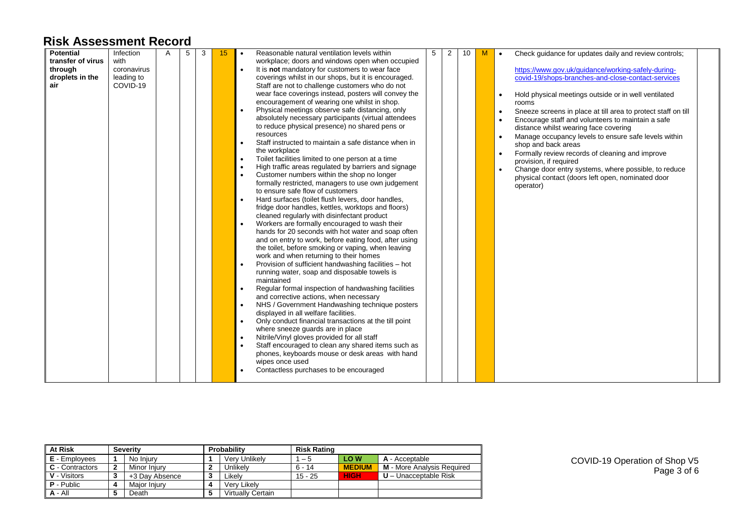# Risk Assessment Record

| | | | | | | | | | | | | |
|---|---|---|---|---|---|---|---|---|---|---|---|---|
| **Potential transfer of virus through droplets in the air** | Infection with coronavirus leading to COVID-19 | A | 5 | 3 | 15 | • Reasonable natural ventilation levels within workplace; doors and windows open when occupied<br>• It is **not** mandatory for customers to wear face coverings whilst in our shops, but it is encouraged. Staff are not to challenge customers who do not wear face coverings instead, posters will convey the encouragement of wearing one whilst in shop.<br>• Physical meetings observe safe distancing, only absolutely necessary participants (virtual attendees to reduce physical presence) no shared pens or resources<br>• Staff instructed to maintain a safe distance when in the workplace<br>• Toilet facilities limited to one person at a time<br>• High traffic areas regulated by barriers and signage<br>• Customer numbers within the shop no longer formally restricted, managers to use own judgement to ensure safe flow of customers<br>• Hard surfaces (toilet flush levers, door handles, fridge door handles, kettles, worktops and floors) cleaned regularly with disinfectant product<br>• Workers are formally encouraged to wash their hands for 20 seconds with hot water and soap often and on entry to work, before eating food, after using the toilet, before smoking or vaping, when leaving work and when returning to their homes<br>• Provision of sufficient handwashing facilities – hot running water, soap and disposable towels is maintained<br>• Regular formal inspection of handwashing facilities and corrective actions, when necessary<br>• NHS / Government Handwashing technique posters displayed in all welfare facilities.<br>• Only conduct financial transactions at the till point where sneeze guards are in place<br>• Nitrile/Vinyl gloves provided for all staff<br>• Staff encouraged to clean any shared items such as phones, keyboards mouse or desk areas with hand wipes once used<br>• Contactless purchases to be encouraged | 5 | 2 | 10 | M | • Check guidance for updates daily and review controls;<br>https://www.gov.uk/guidance/working-safely-during-covid-19/shops-branches-and-close-contact-services<br>• Hold physical meetings outside or in well ventilated rooms<br>• Sneeze screens in place at till area to protect staff on till<br>• Encourage staff and volunteers to maintain a safe distance whilst wearing face covering<br>• Manage occupancy levels to ensure safe levels within shop and back areas<br>• Formally review records of cleaning and improve provision, if required<br>• Change door entry systems, where possible, to reduce physical contact (doors left open, nominated door operator) | |

| At Risk | Severity | | Probability | | Risk Rating | | |
|---|---|---|---|---|---|---|---|
| **E** - Employees | **1** | No Injury | **1** | Very Unlikely | 1 – 5 | **LOW** | **A** - Acceptable |
| **C** - Contractors | **2** | Minor Injury | **2** | Unlikely | 6 - 14 | **MEDIUM** | **M** - More Analysis Required |
| **V** - Visitors | **3** | +3 Day Absence | **3** | Likely | 15 - 25 | **HIGH** | **U** – Unacceptable Risk |
| **P** - Public | **4** | Major Injury | **4** | Very Likely | | | |
| **A** - All | **5** | Death | **5** | Virtually Certain | | | |

COVID-19 Operation of Shop V5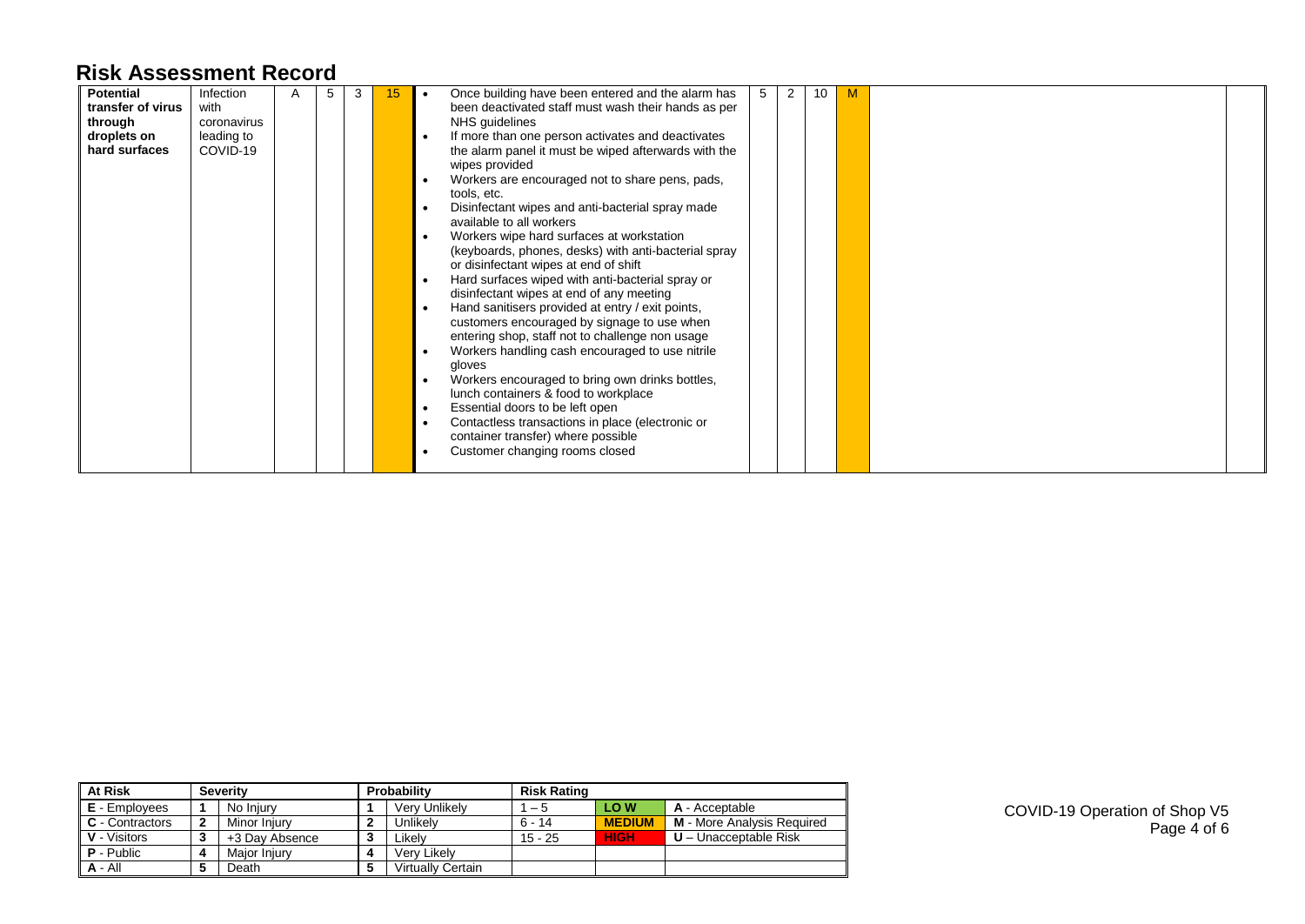# Risk Assessment Record

| | | | | | | | | | | | | |
|---|---|---|---|---|---|---|---|---|---|---|---|---|
| **Potential transfer of virus through droplets on hard surfaces** | Infection with coronavirus leading to COVID-19 | A | 5 | 3 | 15 | • Once building have been entered and the alarm has been deactivated staff must wash their hands as per NHS guidelines<br>• If more than one person activates and deactivates the alarm panel it must be wiped afterwards with the wipes provided<br>• Workers are encouraged not to share pens, pads, tools, etc.<br>• Disinfectant wipes and anti-bacterial spray made available to all workers<br>• Workers wipe hard surfaces at workstation (keyboards, phones, desks) with anti-bacterial spray or disinfectant wipes at end of shift<br>• Hard surfaces wiped with anti-bacterial spray or disinfectant wipes at end of any meeting<br>• Hand sanitisers provided at entry / exit points, customers encouraged by signage to use when entering shop, staff not to challenge non usage<br>• Workers handling cash encouraged to use nitrile gloves<br>• Workers encouraged to bring own drinks bottles, lunch containers & food to workplace<br>• Essential doors to be left open<br>• Contactless transactions in place (electronic or container transfer) where possible<br>• Customer changing rooms closed | 5 | 2 | 10 | M | | |

| At Risk | Severity | | Probability | | Risk Rating | | |
|---|---|---|---|---|---|---|---|
| **E** - Employees | **1** | No Injury | **1** | Very Unlikely | 1 – 5 | **LOW** | **A** - Acceptable |
| **C** - Contractors | **2** | Minor Injury | **2** | Unlikely | 6 - 14 | **MEDIUM** | **M** - More Analysis Required |
| **V** - Visitors | **3** | +3 Day Absence | **3** | Likely | 15 - 25 | **HIGH** | **U** – Unacceptable Risk |
| **P** - Public | **4** | Major Injury | **4** | Very Likely | | | |
| **A** - All | **5** | Death | **5** | Virtually Certain | | | |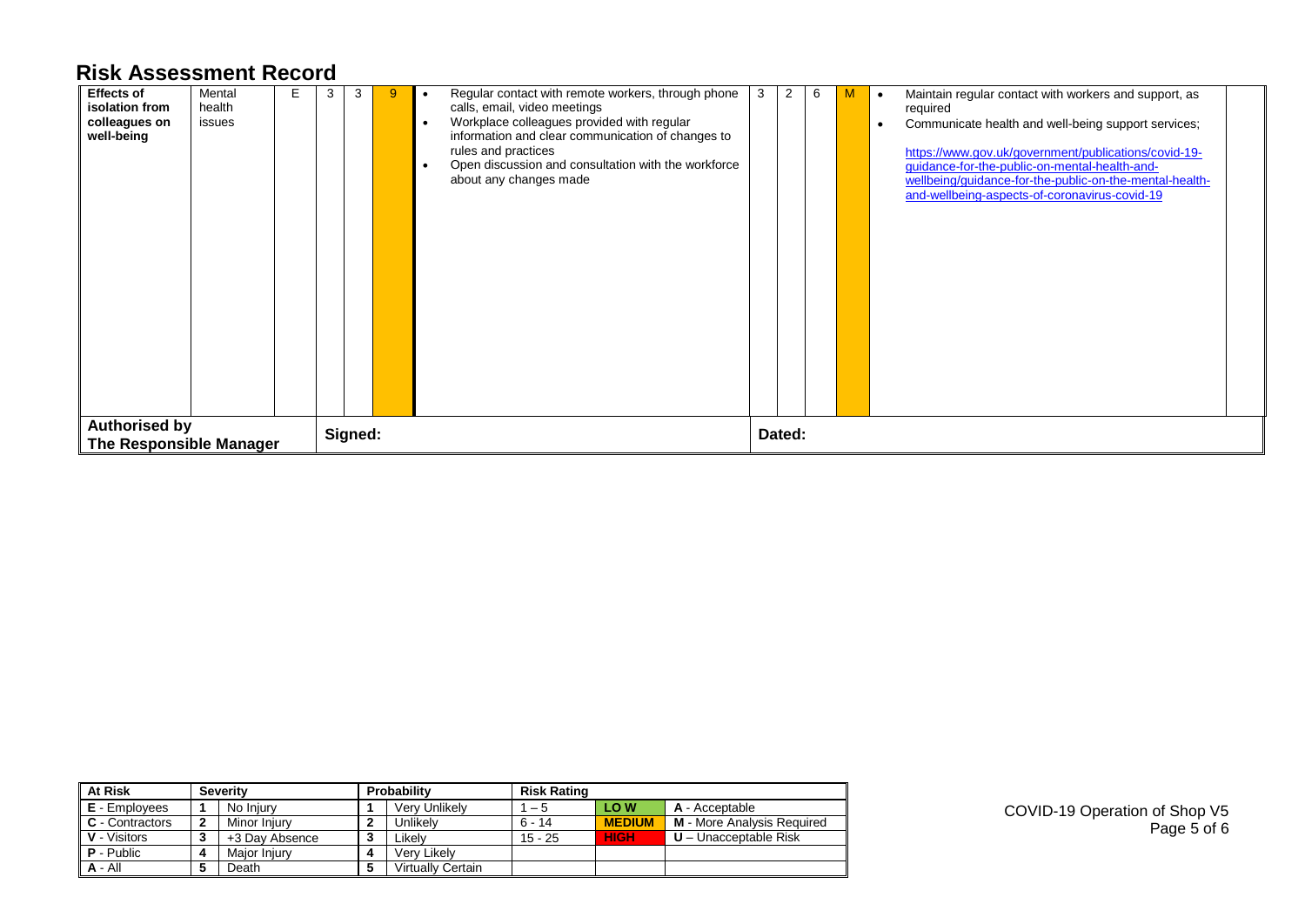# Risk Assessment Record

| | | | | | | | | | | | |
|---|---|---|---|---|---|---|---|---|---|---|---|
| **Effects of isolation from colleagues on well-being** | Mental health issues | E | 3 | 3 | 9 | • Regular contact with remote workers, through phone calls, email, video meetings<br>• Workplace colleagues provided with regular information and clear communication of changes to rules and practices<br>• Open discussion and consultation with the workforce about any changes made | 3 | 2 | 6 | M | • Maintain regular contact with workers and support, as required<br>• Communicate health and well-being support services;<br><br>https://www.gov.uk/government/publications/covid-19-guidance-for-the-public-on-mental-health-and-wellbeing/guidance-for-the-public-on-the-mental-health-and-wellbeing-aspects-of-coronavirus-covid-19 |
| **Authorised by The Responsible Manager** | | | **Signed:** | | | | **Dated:** | | | | |

| At Risk | Severity | | Probability | | Risk Rating | | |
|---|---|---|---|---|---|---|---|
| **E** - Employees | **1** | No Injury | **1** | Very Unlikely | 1 – 5 | **LO W** | **A** - Acceptable |
| **C** - Contractors | **2** | Minor Injury | **2** | Unlikely | 6 - 14 | **MEDIUM** | **M** - More Analysis Required |
| **V** - Visitors | **3** | +3 Day Absence | **3** | Likely | 15 - 25 | **HIGH** | **U** – Unacceptable Risk |
| **P** - Public | **4** | Major Injury | **4** | Very Likely | | | |
| **A** - All | **5** | Death | **5** | Virtually Certain | | | |

COVID-19 Operation of Shop V5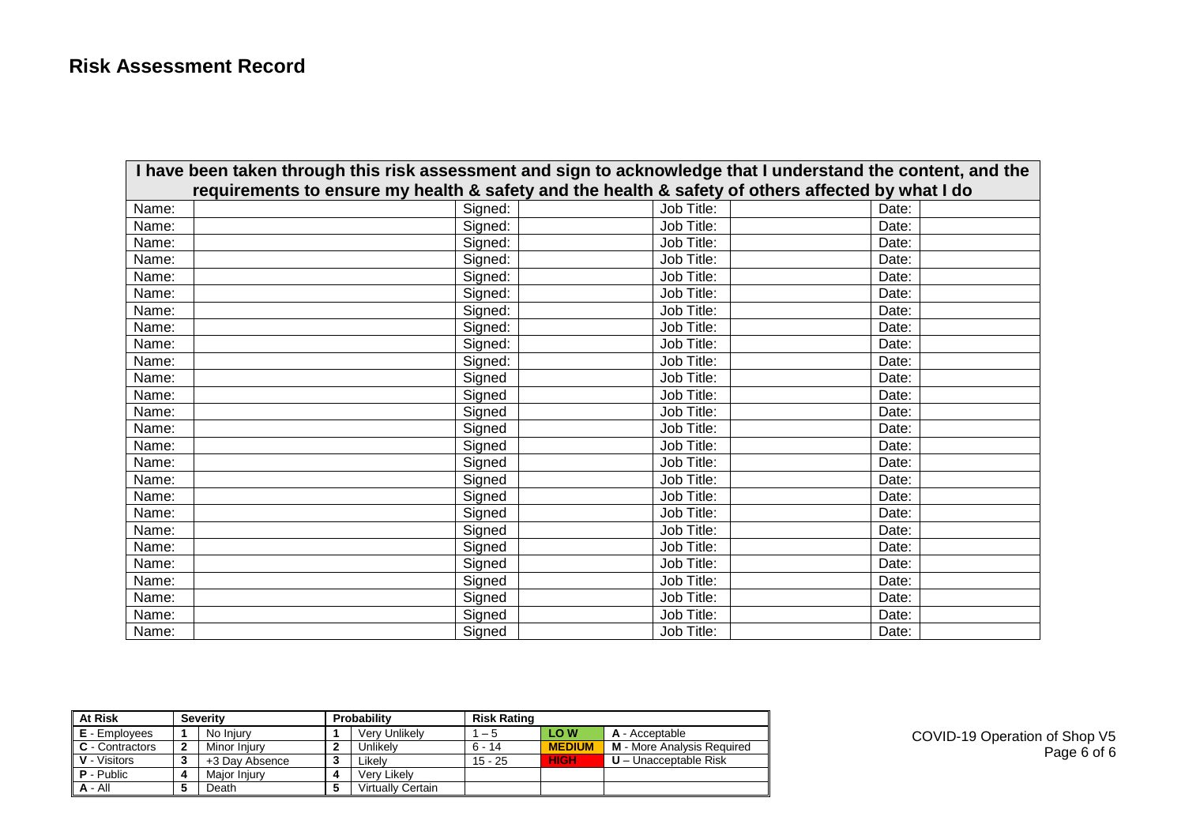# Risk Assessment Record

| I have been taken through this risk assessment and sign to acknowledge that I understand the content, and the requirements to ensure my health & safety and the health & safety of others affected by what I do | | | | | | | |
|---|---|---|---|---|---|---|---|
| Name: | | Signed: | | Job Title: | | Date: | |
| Name: | | Signed: | | Job Title: | | Date: | |
| Name: | | Signed: | | Job Title: | | Date: | |
| Name: | | Signed: | | Job Title: | | Date: | |
| Name: | | Signed: | | Job Title: | | Date: | |
| Name: | | Signed: | | Job Title: | | Date: | |
| Name: | | Signed: | | Job Title: | | Date: | |
| Name: | | Signed: | | Job Title: | | Date: | |
| Name: | | Signed: | | Job Title: | | Date: | |
| Name: | | Signed: | | Job Title: | | Date: | |
| Name: | | Signed | | Job Title: | | Date: | |
| Name: | | Signed | | Job Title: | | Date: | |
| Name: | | Signed | | Job Title: | | Date: | |
| Name: | | Signed | | Job Title: | | Date: | |
| Name: | | Signed | | Job Title: | | Date: | |
| Name: | | Signed | | Job Title: | | Date: | |
| Name: | | Signed | | Job Title: | | Date: | |
| Name: | | Signed | | Job Title: | | Date: | |
| Name: | | Signed | | Job Title: | | Date: | |
| Name: | | Signed | | Job Title: | | Date: | |
| Name: | | Signed | | Job Title: | | Date: | |
| Name: | | Signed | | Job Title: | | Date: | |
| Name: | | Signed | | Job Title: | | Date: | |
| Name: | | Signed | | Job Title: | | Date: | |
| Name: | | Signed | | Job Title: | | Date: | |
| Name: | | Signed | | Job Title: | | Date: | |

| At Risk | Severity | | Probability | | Risk Rating | | |
|---|---|---|---|---|---|---|---|
| **E** - Employees | 1 | No Injury | 1 | Very Unlikely | 1 – 5 | LO W | **A** - Acceptable |
| **C** - Contractors | 2 | Minor Injury | 2 | Unlikely | 6 - 14 | MEDIUM | **M** - More Analysis Required |
| **V** - Visitors | 3 | +3 Day Absence | 3 | Likely | 15 - 25 | HIGH | **U** – Unacceptable Risk |
| **P** - Public | 4 | Major Injury | 4 | Very Likely | | | |
| **A** - All | 5 | Death | 5 | Virtually Certain | | | |

COVID-19 Operation of Shop V5